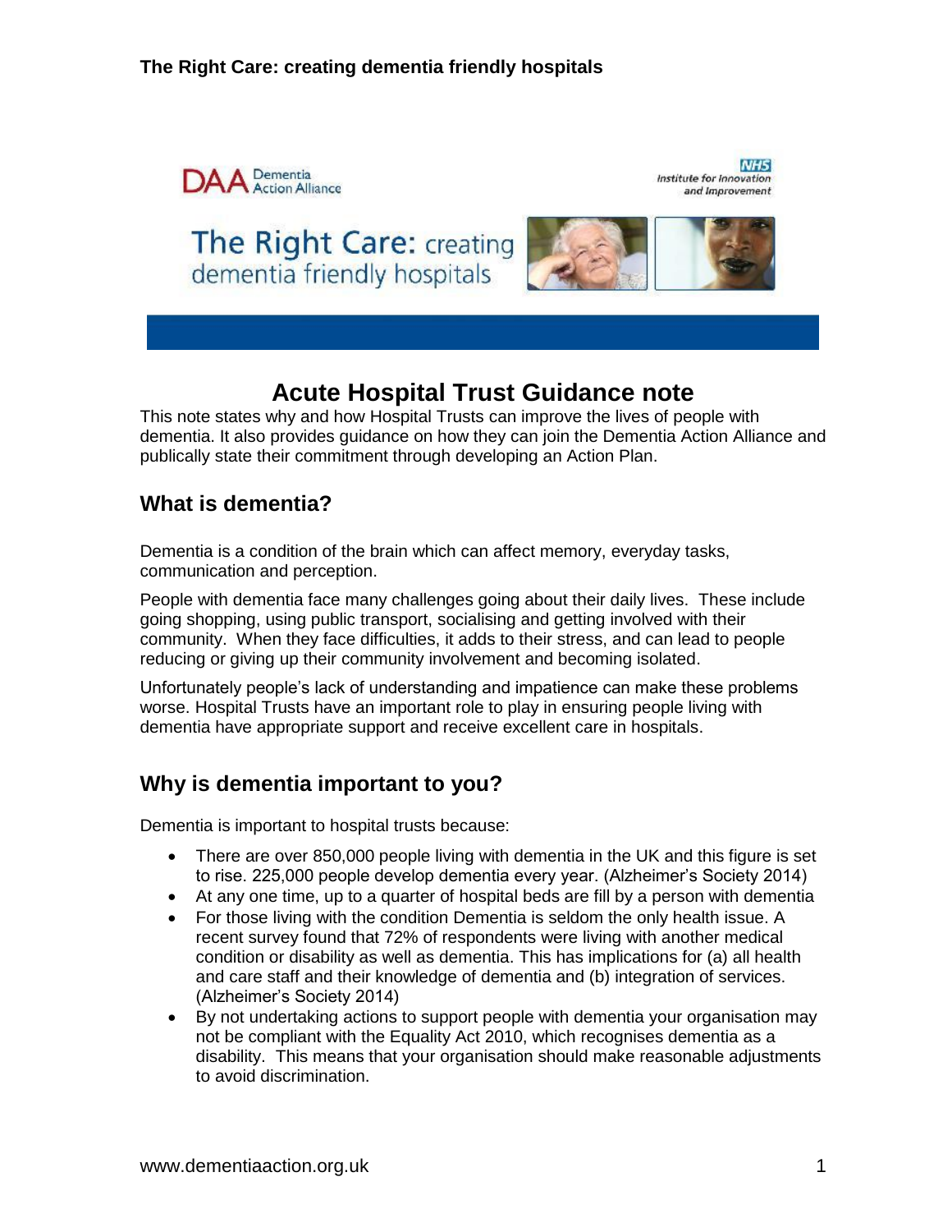# Acute Hospital Trust Guidance note

This note states why and how Hospital Trusts can improve the lives of people with dementia. It also provides guidance on how they can join the Dementia Action Alliance and publically state their commitment through developing an Action Plan.

## What is dementia?

Dementia is a condition of the brain which can affect memory, everyday tasks, communication and perception.

People with dementia face many challenges going about their daily lives. These include going shopping, using public transport, socialising and getting involved with their community. When they face difficulties, it adds to their stress, and can lead to people reducing or giving up their community involvement and becoming isolated.

Unfortunately people's lack of understanding and impatience can make these problems worse. Hospital Trusts have an important role to play in ensuring people living with dementia have appropriate support and receive excellent care in hospitals.

## Why is dementia important to you?

Dementia is important to hospital trusts because:

- There are over 850,000 people living with dementia in the UK and this figure is set to rise. 225,000 people develop dementia every year. (Alzheimer's Society 2014)
- At any one time, up to a quarter of hospital beds are fill by a person with dementia
- For those living with the condition Dementia is seldom the only health issue. A recent survey found that 72% of respondents were living with another medical condition or disability as well as dementia. This has implications for (a) all health and care staff and their knowledge of dementia and (b) integration of services. (Alzheimer's Society 2014)
- By not undertaking actions to support people with dementia your organisation may not be compliant with the Equality Act 2010, which recognises dementia as a disability. This means that your organisation should make reasonable adjustments to avoid discrimination.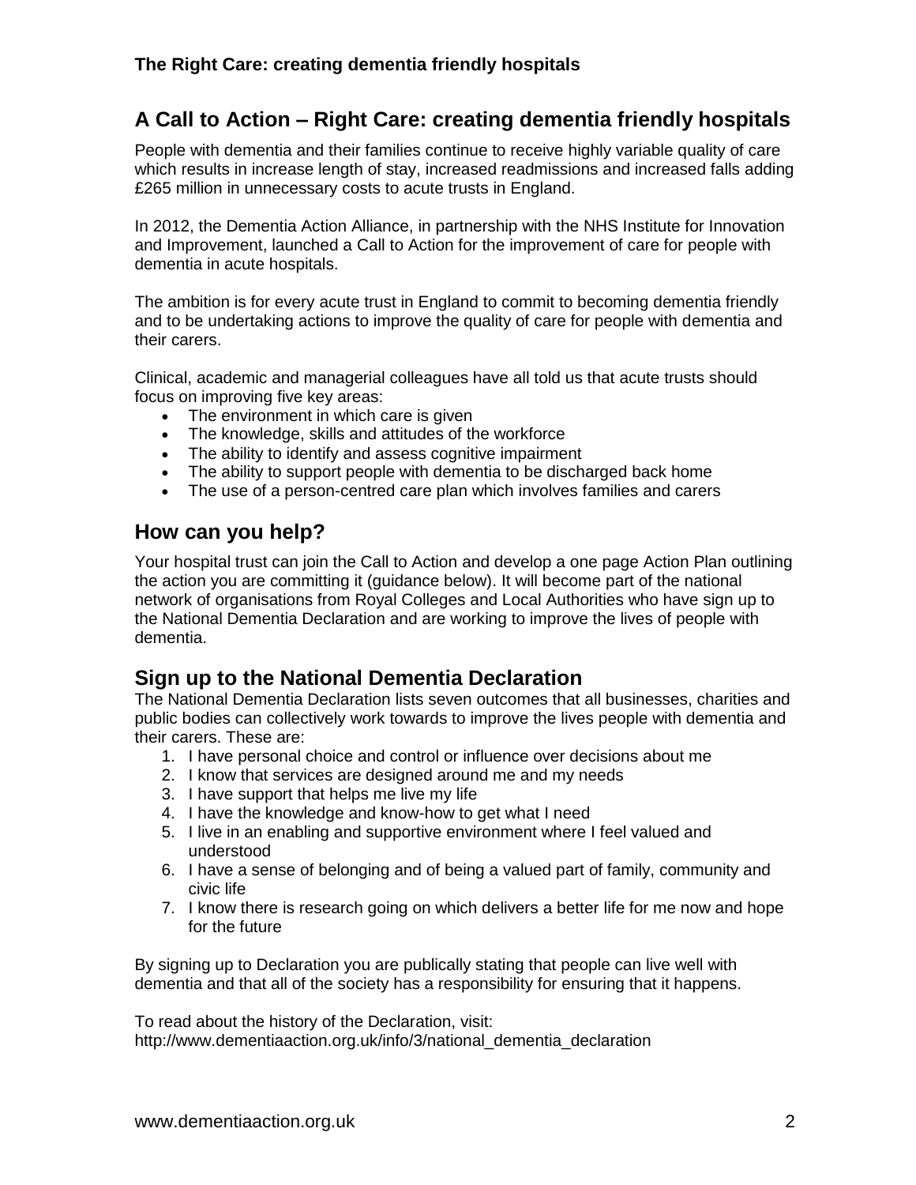## A Call to Action – Right Care: creating dementia friendly hospitals

People with dementia and their families continue to receive highly variable quality of care which results in increase length of stay, increased readmissions and increased falls adding £265 million in unnecessary costs to acute trusts in England.

In 2012, the Dementia Action Alliance, in partnership with the NHS Institute for Innovation and Improvement, launched a Call to Action for the improvement of care for people with dementia in acute hospitals.

The ambition is for every acute trust in England to commit to becoming dementia friendly and to be undertaking actions to improve the quality of care for people with dementia and their carers.

Clinical, academic and managerial colleagues have all told us that acute trusts should focus on improving five key areas:

- The environment in which care is given
- The knowledge, skills and attitudes of the workforce
- The ability to identify and assess cognitive impairment
- The ability to support people with dementia to be discharged back home
- The use of a person-centred care plan which involves families and carers

## How can you help?

Your hospital trust can join the Call to Action and develop a one page Action Plan outlining the action you are committing it (guidance below). It will become part of the national network of organisations from Royal Colleges and Local Authorities who have sign up to the National Dementia Declaration and are working to improve the lives of people with dementia.

## Sign up to the National Dementia Declaration

The National Dementia Declaration lists seven outcomes that all businesses, charities and public bodies can collectively work towards to improve the lives people with dementia and their carers. These are:

1. I have personal choice and control or influence over decisions about me
2. I know that services are designed around me and my needs
3. I have support that helps me live my life
4. I have the knowledge and know-how to get what I need
5. I live in an enabling and supportive environment where I feel valued and understood
6. I have a sense of belonging and of being a valued part of family, community and civic life
7. I know there is research going on which delivers a better life for me now and hope for the future

By signing up to Declaration you are publically stating that people can live well with dementia and that all of the society has a responsibility for ensuring that it happens.

To read about the history of the Declaration, visit:
http://www.dementiaaction.org.uk/info/3/national_dementia_declaration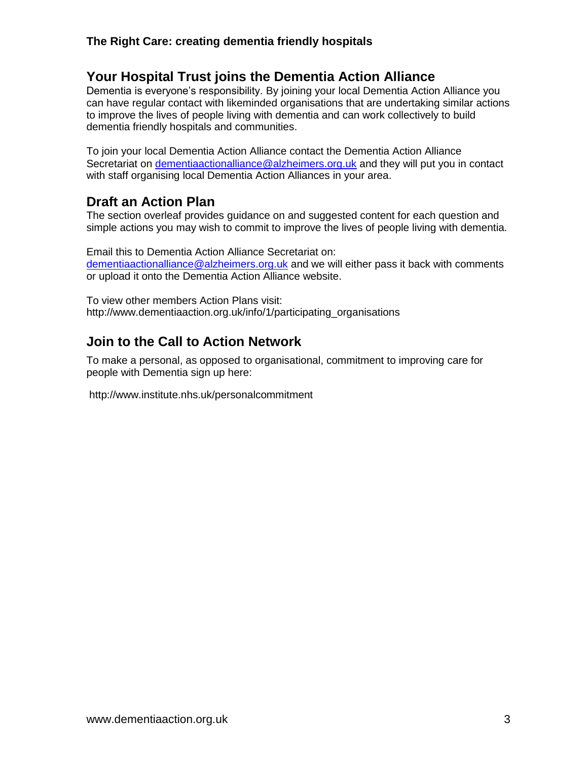## Your Hospital Trust joins the Dementia Action Alliance

Dementia is everyone's responsibility. By joining your local Dementia Action Alliance you can have regular contact with likeminded organisations that are undertaking similar actions to improve the lives of people living with dementia and can work collectively to build dementia friendly hospitals and communities.

To join your local Dementia Action Alliance contact the Dementia Action Alliance Secretariat on dementiaactionalliance@alzheimers.org.uk and they will put you in contact with staff organising local Dementia Action Alliances in your area.

## Draft an Action Plan

The section overleaf provides guidance on and suggested content for each question and simple actions you may wish to commit to improve the lives of people living with dementia.

Email this to Dementia Action Alliance Secretariat on: dementiaactionalliance@alzheimers.org.uk and we will either pass it back with comments or upload it onto the Dementia Action Alliance website.

To view other members Action Plans visit: http://www.dementiaaction.org.uk/info/1/participating_organisations

## Join to the Call to Action Network

To make a personal, as opposed to organisational, commitment to improving care for people with Dementia sign up here:

http://www.institute.nhs.uk/personalcommitment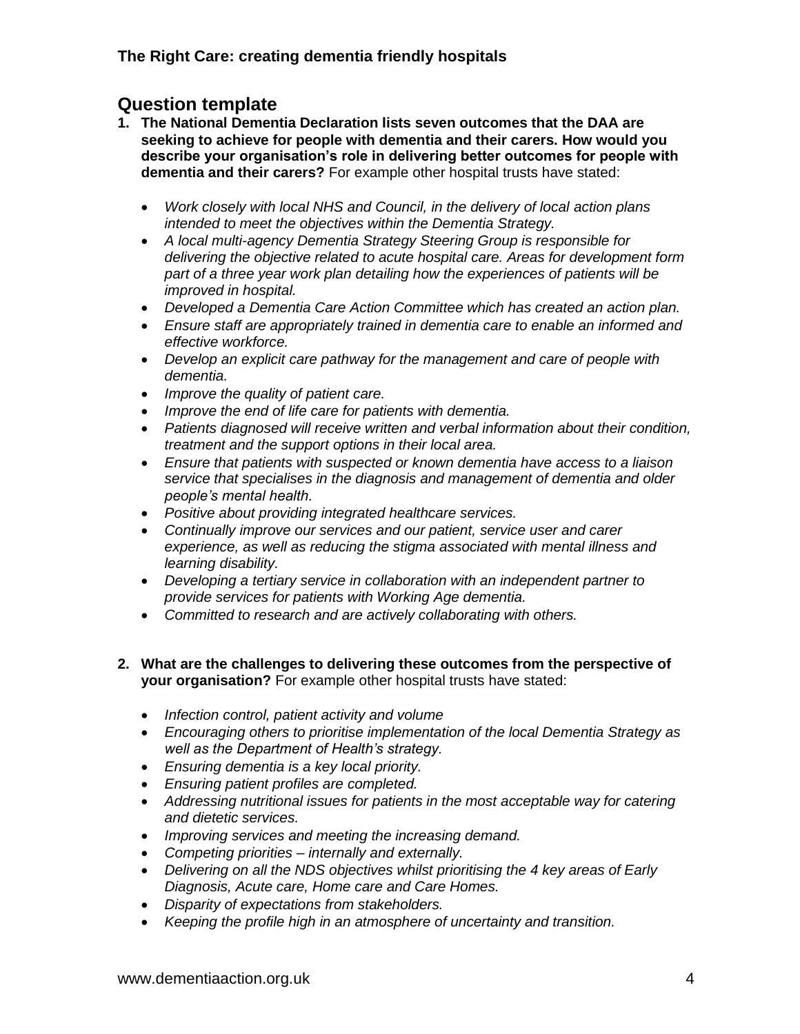## Question template

1. **The National Dementia Declaration lists seven outcomes that the DAA are seeking to achieve for people with dementia and their carers. How would you describe your organisation's role in delivering better outcomes for people with dementia and their carers?** For example other hospital trusts have stated:

   - *Work closely with local NHS and Council, in the delivery of local action plans intended to meet the objectives within the Dementia Strategy.*
   - *A local multi-agency Dementia Strategy Steering Group is responsible for delivering the objective related to acute hospital care. Areas for development form part of a three year work plan detailing how the experiences of patients will be improved in hospital.*
   - *Developed a Dementia Care Action Committee which has created an action plan.*
   - *Ensure staff are appropriately trained in dementia care to enable an informed and effective workforce.*
   - *Develop an explicit care pathway for the management and care of people with dementia.*
   - *Improve the quality of patient care.*
   - *Improve the end of life care for patients with dementia.*
   - *Patients diagnosed will receive written and verbal information about their condition, treatment and the support options in their local area.*
   - *Ensure that patients with suspected or known dementia have access to a liaison service that specialises in the diagnosis and management of dementia and older people's mental health.*
   - *Positive about providing integrated healthcare services.*
   - *Continually improve our services and our patient, service user and carer experience, as well as reducing the stigma associated with mental illness and learning disability.*
   - *Developing a tertiary service in collaboration with an independent partner to provide services for patients with Working Age dementia.*
   - *Committed to research and are actively collaborating with others.*

2. **What are the challenges to delivering these outcomes from the perspective of your organisation?** For example other hospital trusts have stated:

   - *Infection control, patient activity and volume*
   - *Encouraging others to prioritise implementation of the local Dementia Strategy as well as the Department of Health's strategy.*
   - *Ensuring dementia is a key local priority.*
   - *Ensuring patient profiles are completed.*
   - *Addressing nutritional issues for patients in the most acceptable way for catering and dietetic services.*
   - *Improving services and meeting the increasing demand.*
   - *Competing priorities – internally and externally.*
   - *Delivering on all the NDS objectives whilst prioritising the 4 key areas of Early Diagnosis, Acute care, Home care and Care Homes.*
   - *Disparity of expectations from stakeholders.*
   - *Keeping the profile high in an atmosphere of uncertainty and transition.*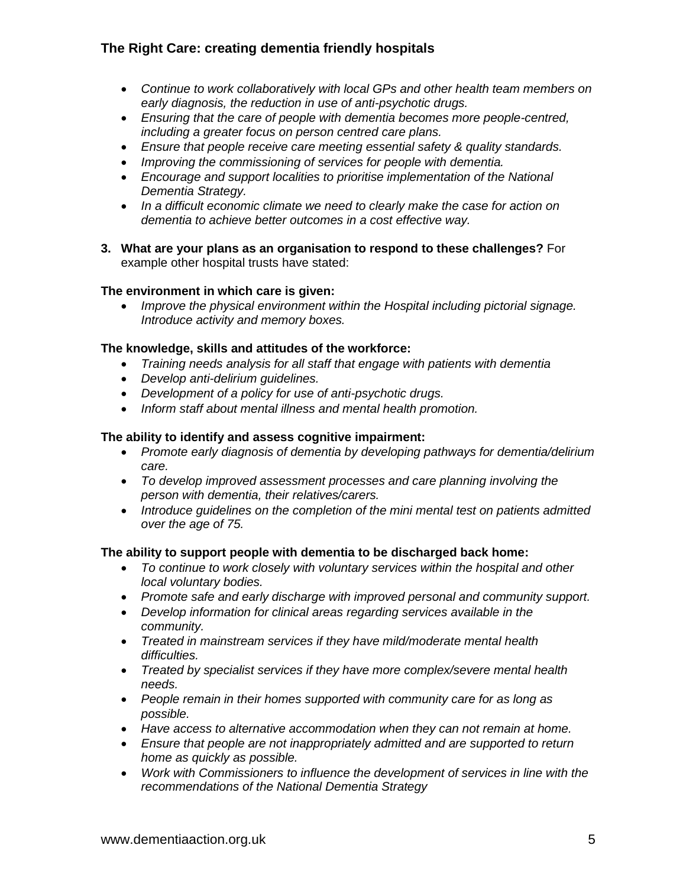- *Continue to work collaboratively with local GPs and other health team members on early diagnosis, the reduction in use of anti-psychotic drugs.*
- *Ensuring that the care of people with dementia becomes more people-centred, including a greater focus on person centred care plans.*
- *Ensure that people receive care meeting essential safety & quality standards.*
- *Improving the commissioning of services for people with dementia.*
- *Encourage and support localities to prioritise implementation of the National Dementia Strategy.*
- *In a difficult economic climate we need to clearly make the case for action on dementia to achieve better outcomes in a cost effective way.*

3. **What are your plans as an organisation to respond to these challenges?** For example other hospital trusts have stated:

**The environment in which care is given:**

- *Improve the physical environment within the Hospital including pictorial signage. Introduce activity and memory boxes.*

**The knowledge, skills and attitudes of the workforce:**

- *Training needs analysis for all staff that engage with patients with dementia*
- *Develop anti-delirium guidelines.*
- *Development of a policy for use of anti-psychotic drugs.*
- *Inform staff about mental illness and mental health promotion.*

**The ability to identify and assess cognitive impairment:**

- *Promote early diagnosis of dementia by developing pathways for dementia/delirium care.*
- *To develop improved assessment processes and care planning involving the person with dementia, their relatives/carers.*
- *Introduce guidelines on the completion of the mini mental test on patients admitted over the age of 75.*

**The ability to support people with dementia to be discharged back home:**

- *To continue to work closely with voluntary services within the hospital and other local voluntary bodies.*
- *Promote safe and early discharge with improved personal and community support.*
- *Develop information for clinical areas regarding services available in the community.*
- *Treated in mainstream services if they have mild/moderate mental health difficulties.*
- *Treated by specialist services if they have more complex/severe mental health needs.*
- *People remain in their homes supported with community care for as long as possible.*
- *Have access to alternative accommodation when they can not remain at home.*
- *Ensure that people are not inappropriately admitted and are supported to return home as quickly as possible.*
- *Work with Commissioners to influence the development of services in line with the recommendations of the National Dementia Strategy*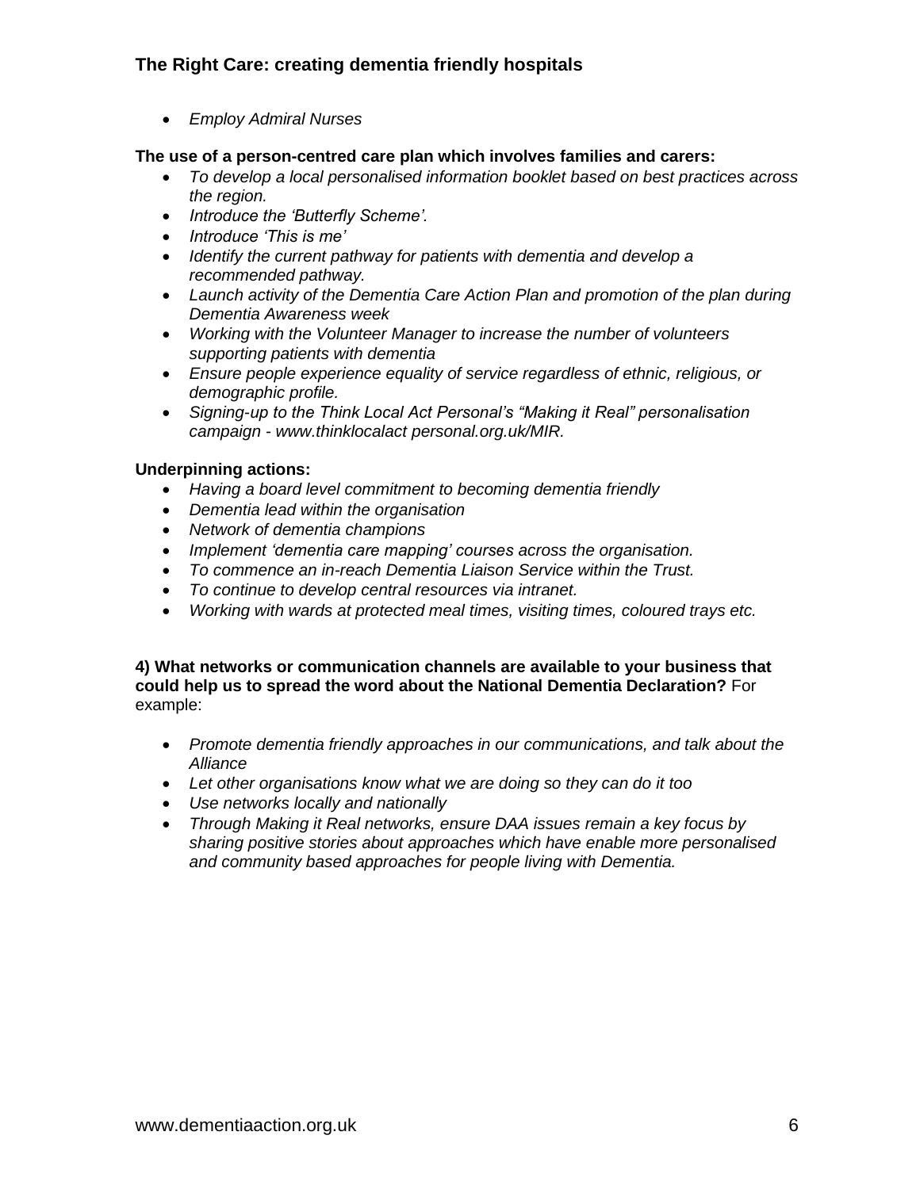- *Employ Admiral Nurses*

**The use of a person-centred care plan which involves families and carers:**

- *To develop a local personalised information booklet based on best practices across the region.*
- *Introduce the 'Butterfly Scheme'.*
- *Introduce 'This is me'*
- *Identify the current pathway for patients with dementia and develop a recommended pathway.*
- *Launch activity of the Dementia Care Action Plan and promotion of the plan during Dementia Awareness week*
- *Working with the Volunteer Manager to increase the number of volunteers supporting patients with dementia*
- *Ensure people experience equality of service regardless of ethnic, religious, or demographic profile.*
- *Signing-up to the Think Local Act Personal's "Making it Real" personalisation campaign - www.thinklocalact personal.org.uk/MIR.*

**Underpinning actions:**

- *Having a board level commitment to becoming dementia friendly*
- *Dementia lead within the organisation*
- *Network of dementia champions*
- *Implement 'dementia care mapping' courses across the organisation.*
- *To commence an in-reach Dementia Liaison Service within the Trust.*
- *To continue to develop central resources via intranet.*
- *Working with wards at protected meal times, visiting times, coloured trays etc.*

**4) What networks or communication channels are available to your business that could help us to spread the word about the National Dementia Declaration?** For example:

- *Promote dementia friendly approaches in our communications, and talk about the Alliance*
- *Let other organisations know what we are doing so they can do it too*
- *Use networks locally and nationally*
- *Through Making it Real networks, ensure DAA issues remain a key focus by sharing positive stories about approaches which have enable more personalised and community based approaches for people living with Dementia.*